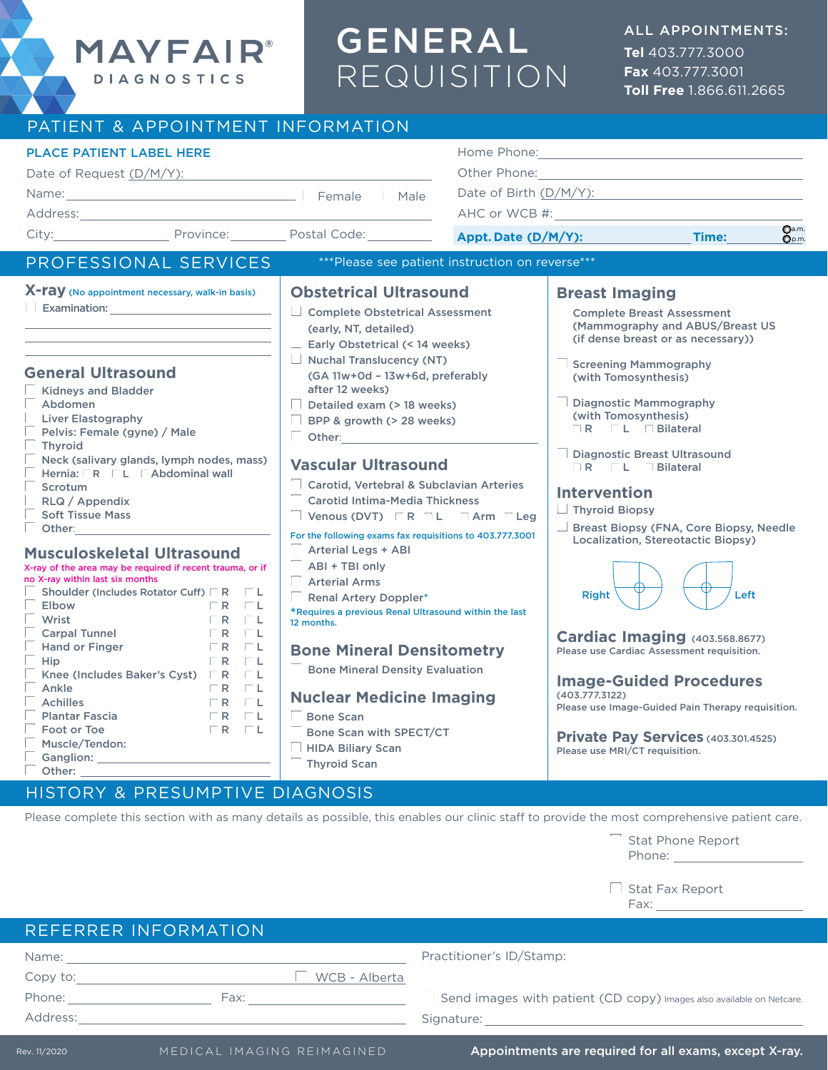# MAYFAIR® DIAGNOSTICS

# GENERAL REQUISITION

**ALL APPOINTMENTS:**
**Tel** 403.777.3000
**Fax** 403.777.3001
**Toll Free** 1.866.611.2665

## PATIENT & APPOINTMENT INFORMATION

PLACE PATIENT LABEL HERE

Date of Request (D/M/Y): ______________________

Name: ______________________ ☐ Female ☐ Male

Address: ______________________

City: ____________ Province: ________ Postal Code: __________

Home Phone: ______________________

Other Phone: ______________________

Date of Birth (D/M/Y): ______________________

AHC or WCB #: ______________________

**Appt. Date (D/M/Y):** __________ **Time:** ________ ○ a.m. ○ p.m.

## PROFESSIONAL SERVICES

***Please see patient instruction on reverse***

### X-ray (No appointment necessary, walk-in basis)

☐ Examination: ______________________

______________________

______________________

### General Ultrasound

- ☐ Kidneys and Bladder
- ☐ Abdomen
- ☐ Liver Elastography
- ☐ Pelvis: Female (gyne) / Male
- ☐ Thyroid
- ☐ Neck (salivary glands, lymph nodes, mass)
- ☐ Hernia: ☐ R ☐ L ☐ Abdominal wall
- ☐ Scrotum
- ☐ RLQ / Appendix
- ☐ Soft Tissue Mass
- ☐ Other: ______________________

### Musculoskeletal Ultrasound

X-ray of the area may be required if recent trauma, or if no X-ray within last six months

- ☐ Shoulder (Includes Rotator Cuff) ☐ R ☐ L
- ☐ Elbow ☐ R ☐ L
- ☐ Wrist ☐ R ☐ L
- ☐ Carpal Tunnel ☐ R ☐ L
- ☐ Hand or Finger ☐ R ☐ L
- ☐ Hip ☐ R ☐ L
- ☐ Knee (Includes Baker's Cyst) ☐ R ☐ L
- ☐ Ankle ☐ R ☐ L
- ☐ Achilles ☐ R ☐ L
- ☐ Plantar Fascia ☐ R ☐ L
- ☐ Foot or Toe ☐ R ☐ L
- ☐ Muscle/Tendon:
- ☐ Ganglion: ______________________
- ☐ Other: ______________________

### Obstetrical Ultrasound

- ☐ Complete Obstetrical Assessment (early, NT, detailed)
- ☐ Early Obstetrical (< 14 weeks)
- ☐ Nuchal Translucency (NT) (GA 11w+0d – 13w+6d, preferably after 12 weeks)
- ☐ Detailed exam (> 18 weeks)
- ☐ BPP & growth (> 28 weeks)
- ☐ Other: ______________________

### Vascular Ultrasound

- ☐ Carotid, Vertebral & Subclavian Arteries
- ☐ Carotid Intima-Media Thickness
- ☐ Venous (DVT) ☐ R ☐ L ☐ Arm ☐ Leg

For the following exams fax requisitions to 403.777.3001

- ☐ Arterial Legs + ABI
- ☐ ABI + TBI only
- ☐ Arterial Arms
- ☐ Renal Artery Doppler*

*Requires a previous Renal Ultrasound within the last 12 months.

### Bone Mineral Densitometry

- ☐ Bone Mineral Density Evaluation

### Nuclear Medicine Imaging

- ☐ Bone Scan
- ☐ Bone Scan with SPECT/CT
- ☐ HIDA Biliary Scan
- ☐ Thyroid Scan

### Breast Imaging

- ☐ Complete Breast Assessment (Mammography and ABUS/Breast US (if dense breast or as necessary))
- ☐ Screening Mammography (with Tomosynthesis)
- ☐ Diagnostic Mammography (with Tomosynthesis) ☐ R ☐ L ☐ Bilateral
- ☐ Diagnostic Breast Ultrasound ☐ R ☐ L ☐ Bilateral

### Intervention

- ☐ Thyroid Biopsy
- ☐ Breast Biopsy (FNA, Core Biopsy, Needle Localization, Stereotactic Biopsy)

Right Left

### Cardiac Imaging (403.568.8677)

Please use Cardiac Assessment requisition.

### Image-Guided Procedures (403.777.3122)

Please use Image-Guided Pain Therapy requisition.

### Private Pay Services (403.301.4525)

Please use MRI/CT requisition.

## HISTORY & PRESUMPTIVE DIAGNOSIS

Please complete this section with as many details as possible, this enables our clinic staff to provide the most comprehensive patient care.

☐ Stat Phone Report
Phone: ______________________

☐ Stat Fax Report
Fax: ______________________

## REFERRER INFORMATION

Name: ______________________

Copy to: ______________________ ☐ WCB - Alberta

Phone: ______________ Fax: ______________

Address: ______________________

Practitioner's ID/Stamp:

☐ Send images with patient (CD copy) Images also available on Netcare.

Signature: ______________________

Rev. 11/2020 MEDICAL IMAGING REIMAGINED **Appointments are required for all exams, except X-ray.**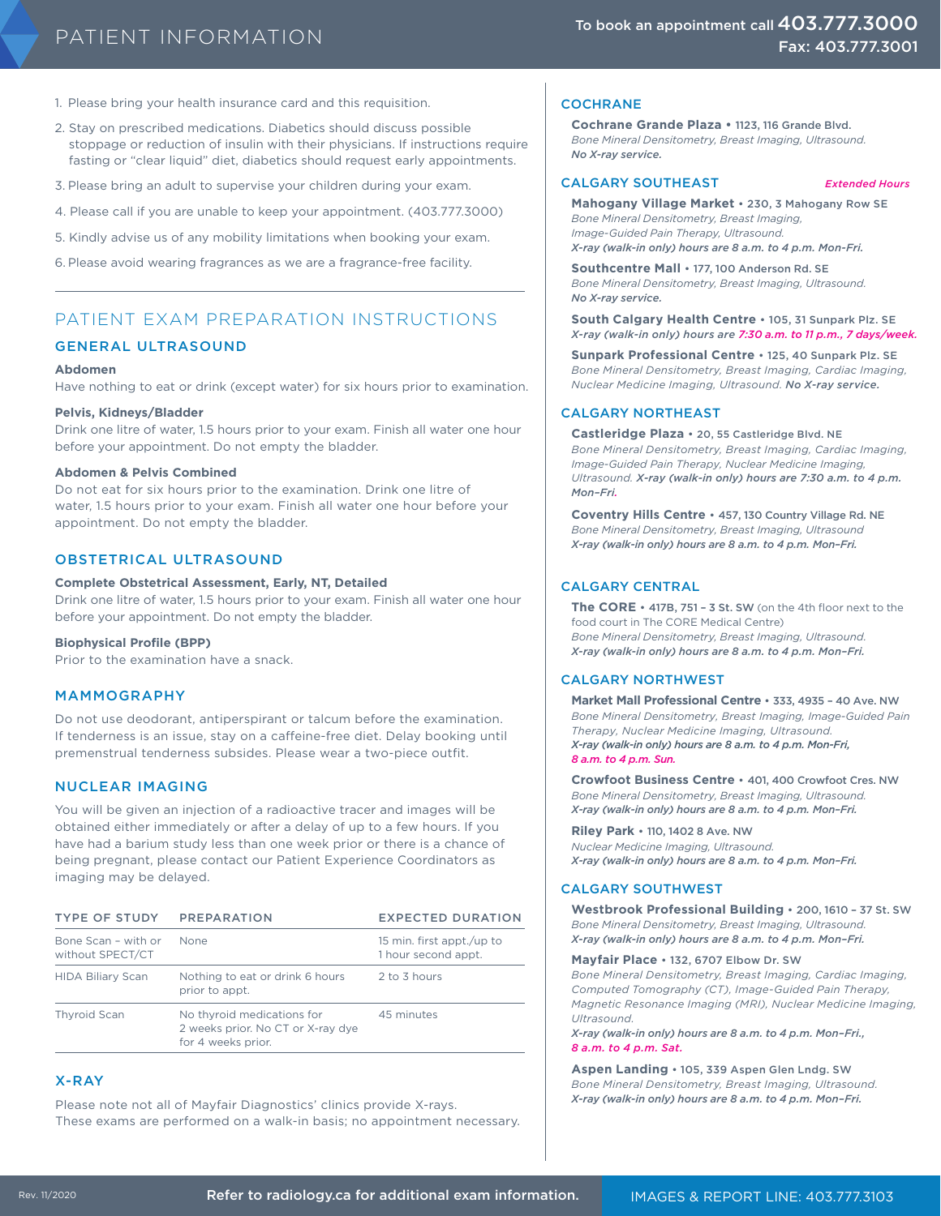# PATIENT INFORMATION

To book an appointment call **403.777.3000**
Fax: 403.777.3001

1. Please bring your health insurance card and this requisition.
2. Stay on prescribed medications. Diabetics should discuss possible stoppage or reduction of insulin with their physicians. If instructions require fasting or "clear liquid" diet, diabetics should request early appointments.
3. Please bring an adult to supervise your children during your exam.
4. Please call if you are unable to keep your appointment. (403.777.3000)
5. Kindly advise us of any mobility limitations when booking your exam.
6. Please avoid wearing fragrances as we are a fragrance-free facility.

## PATIENT EXAM PREPARATION INSTRUCTIONS

### GENERAL ULTRASOUND

**Abdomen**
Have nothing to eat or drink (except water) for six hours prior to examination.

**Pelvis, Kidneys/Bladder**
Drink one litre of water, 1.5 hours prior to your exam. Finish all water one hour before your appointment. Do not empty the bladder.

**Abdomen & Pelvis Combined**
Do not eat for six hours prior to the examination. Drink one litre of water, 1.5 hours prior to your exam. Finish all water one hour before your appointment. Do not empty the bladder.

### OBSTETRICAL ULTRASOUND

**Complete Obstetrical Assessment, Early, NT, Detailed**
Drink one litre of water, 1.5 hours prior to your exam. Finish all water one hour before your appointment. Do not empty the bladder.

**Biophysical Profile (BPP)**
Prior to the examination have a snack.

### MAMMOGRAPHY

Do not use deodorant, antiperspirant or talcum before the examination. If tenderness is an issue, stay on a caffeine-free diet. Delay booking until premenstrual tenderness subsides. Please wear a two-piece outfit.

### NUCLEAR IMAGING

You will be given an injection of a radioactive tracer and images will be obtained either immediately or after a delay of up to a few hours. If you have had a barium study less than one week prior or there is a chance of being pregnant, please contact our Patient Experience Coordinators as imaging may be delayed.

| TYPE OF STUDY | PREPARATION | EXPECTED DURATION |
|---|---|---|
| Bone Scan – with or without SPECT/CT | None | 15 min. first appt./up to 1 hour second appt. |
| HIDA Biliary Scan | Nothing to eat or drink 6 hours prior to appt. | 2 to 3 hours |
| Thyroid Scan | No thyroid medications for 2 weeks prior. No CT or X-ray dye for 4 weeks prior. | 45 minutes |

### X-RAY

Please note not all of Mayfair Diagnostics' clinics provide X-rays.
These exams are performed on a walk-in basis; no appointment necessary.

### COCHRANE

**Cochrane Grande Plaza** • 1123, 116 Grande Blvd.
*Bone Mineral Densitometry, Breast Imaging, Ultrasound.*
***No X-ray service.***

### CALGARY SOUTHEAST

*Extended Hours*

**Mahogany Village Market** • 230, 3 Mahogany Row SE
*Bone Mineral Densitometry, Breast Imaging, Image-Guided Pain Therapy, Ultrasound.*
***X-ray (walk-in only) hours are 8 a.m. to 4 p.m. Mon-Fri.***

**Southcentre Mall** • 177, 100 Anderson Rd. SE
*Bone Mineral Densitometry, Breast Imaging, Ultrasound.*
***No X-ray service.***

**South Calgary Health Centre** • 105, 31 Sunpark Plz. SE
***X-ray (walk-in only) hours are 7:30 a.m. to 11 p.m., 7 days/week.***

**Sunpark Professional Centre** • 125, 40 Sunpark Plz. SE
*Bone Mineral Densitometry, Breast Imaging, Cardiac Imaging, Nuclear Medicine Imaging, Ultrasound.* ***No X-ray service.***

### CALGARY NORTHEAST

**Castleridge Plaza** • 20, 55 Castleridge Blvd. NE
*Bone Mineral Densitometry, Breast Imaging, Cardiac Imaging, Image-Guided Pain Therapy, Nuclear Medicine Imaging, Ultrasound.* ***X-ray (walk-in only) hours are 7:30 a.m. to 4 p.m. Mon–Fri.***

**Coventry Hills Centre** • 457, 130 Country Village Rd. NE
*Bone Mineral Densitometry, Breast Imaging, Ultrasound*
***X-ray (walk-in only) hours are 8 a.m. to 4 p.m. Mon–Fri.***

### CALGARY CENTRAL

**The CORE** • 417B, 751 – 3 St. SW (on the 4th floor next to the food court in The CORE Medical Centre)
*Bone Mineral Densitometry, Breast Imaging, Ultrasound.*
***X-ray (walk-in only) hours are 8 a.m. to 4 p.m. Mon–Fri.***

### CALGARY NORTHWEST

**Market Mall Professional Centre** • 333, 4935 – 40 Ave. NW
*Bone Mineral Densitometry, Breast Imaging, Image-Guided Pain Therapy, Nuclear Medicine Imaging, Ultrasound.*
***X-ray (walk-in only) hours are 8 a.m. to 4 p.m. Mon-Fri, 8 a.m. to 4 p.m. Sun.***

**Crowfoot Business Centre** • 401, 400 Crowfoot Cres. NW
*Bone Mineral Densitometry, Breast Imaging, Ultrasound.*
***X-ray (walk-in only) hours are 8 a.m. to 4 p.m. Mon–Fri.***

**Riley Park** • 110, 1402 8 Ave. NW
*Nuclear Medicine Imaging, Ultrasound.*
***X-ray (walk-in only) hours are 8 a.m. to 4 p.m. Mon–Fri.***

### CALGARY SOUTHWEST

**Westbrook Professional Building** • 200, 1610 – 37 St. SW
*Bone Mineral Densitometry, Breast Imaging, Ultrasound.*
***X-ray (walk-in only) hours are 8 a.m. to 4 p.m. Mon–Fri.***

**Mayfair Place** • 132, 6707 Elbow Dr. SW
*Bone Mineral Densitometry, Breast Imaging, Cardiac Imaging, Computed Tomography (CT), Image-Guided Pain Therapy, Magnetic Resonance Imaging (MRI), Nuclear Medicine Imaging, Ultrasound.*
***X-ray (walk-in only) hours are 8 a.m. to 4 p.m. Mon–Fri., 8 a.m. to 4 p.m. Sat.***

**Aspen Landing** • 105, 339 Aspen Glen Lndg. SW
*Bone Mineral Densitometry, Breast Imaging, Ultrasound.*
***X-ray (walk-in only) hours are 8 a.m. to 4 p.m. Mon–Fri.***

Rev. 11/2020

Refer to radiology.ca for additional exam information.

IMAGES & REPORT LINE: 403.777.3103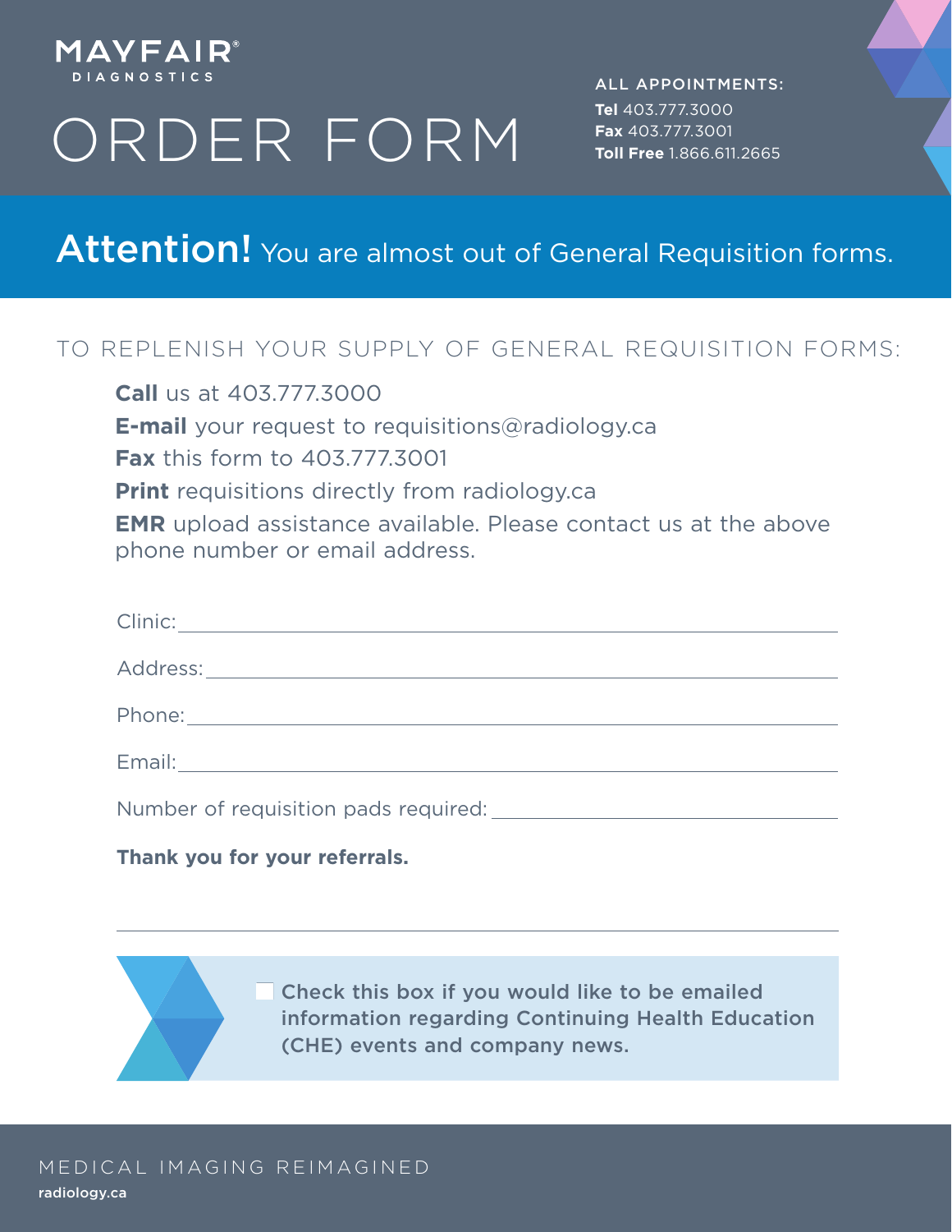MAYFAIR®
DIAGNOSTICS

# ORDER FORM

**ALL APPOINTMENTS:**
**Tel** 403.777.3000
**Fax** 403.777.3001
**Toll Free** 1.866.611.2665

## Attention! You are almost out of General Requisition forms.

TO REPLENISH YOUR SUPPLY OF GENERAL REQUISITION FORMS:

**Call** us at 403.777.3000
**E-mail** your request to requisitions@radiology.ca
**Fax** this form to 403.777.3001
**Print** requisitions directly from radiology.ca
**EMR** upload assistance available. Please contact us at the above phone number or email address.

Clinic: ______________________________

Address: ______________________________

Phone: ______________________________

Email: ______________________________

Number of requisition pads required: ______________________________

**Thank you for your referrals.**

☐ Check this box if you would like to be emailed information regarding Continuing Health Education (CHE) events and company news.

MEDICAL IMAGING REIMAGINED
radiology.ca